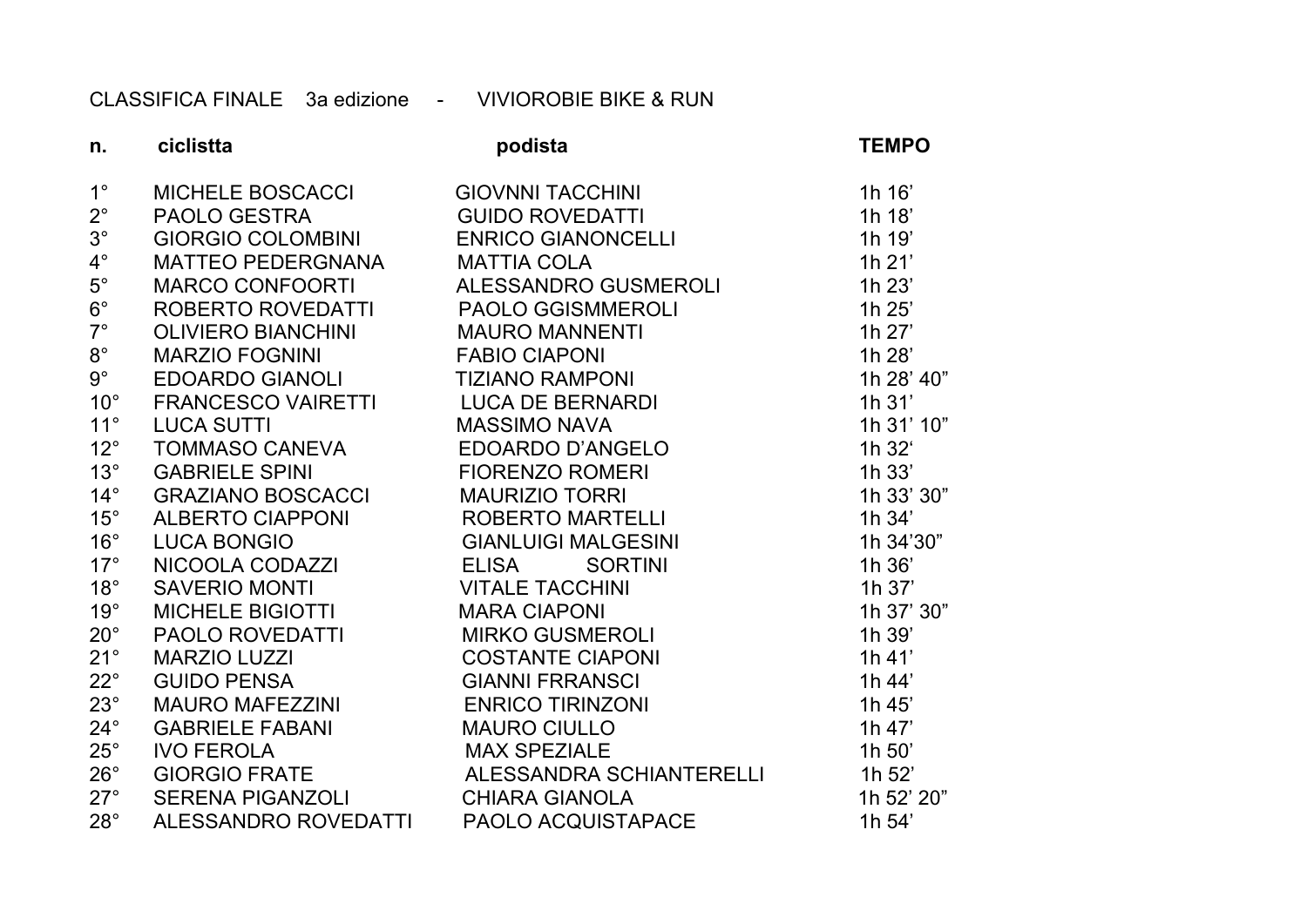CLASSIFICA FINALE 3a edizione - VIVIOROBIE BIKE & RUN

| n. | ciclistta | podista | TEMPO |
|---|---|---|---|
| 1° | MICHELE BOSCACCI | GIOVNNI TACCHINI | 1h 16’ |
| 2° | PAOLO GESTRA | GUIDO ROVEDATTI | 1h 18’ |
| 3° | GIORGIO COLOMBINI | ENRICO GIANONCELLI | 1h 19’ |
| 4° | MATTEO PEDERGNANA | MATTIA COLA | 1h 21’ |
| 5° | MARCO CONFOORTI | ALESSANDRO GUSMEROLI | 1h 23’ |
| 6° | ROBERTO ROVEDATTI | PAOLO GGISMMEROLI | 1h 25’ |
| 7° | OLIVIERO BIANCHINI | MAURO MANNENTI | 1h 27’ |
| 8° | MARZIO FOGNINI | FABIO CIAPONI | 1h 28’ |
| 9° | EDOARDO GIANOLI | TIZIANO RAMPONI | 1h 28’ 40” |
| 10° | FRANCESCO VAIRETTI | LUCA DE BERNARDI | 1h 31’ |
| 11° | LUCA SUTTI | MASSIMO NAVA | 1h 31’ 10” |
| 12° | TOMMASO CANEVA | EDOARDO D’ANGELO | 1h 32‘ |
| 13° | GABRIELE SPINI | FIORENZO ROMERI | 1h 33’ |
| 14° | GRAZIANO BOSCACCI | MAURIZIO TORRI | 1h 33’ 30” |
| 15° | ALBERTO CIAPPONI | ROBERTO MARTELLI | 1h 34’ |
| 16° | LUCA BONGIO | GIANLUIGI MALGESINI | 1h 34’30” |
| 17° | NICOOLA CODAZZI | ELISA SORTINI | 1h 36’ |
| 18° | SAVERIO MONTI | VITALE TACCHINI | 1h 37’ |
| 19° | MICHELE BIGIOTTI | MARA CIAPONI | 1h 37’ 30” |
| 20° | PAOLO ROVEDATTI | MIRKO GUSMEROLI | 1h 39’ |
| 21° | MARZIO LUZZI | COSTANTE CIAPONI | 1h 41’ |
| 22° | GUIDO PENSA | GIANNI FRRANSCI | 1h 44’ |
| 23° | MAURO MAFEZZINI | ENRICO TIRINZONI | 1h 45’ |
| 24° | GABRIELE FABANI | MAURO CIULLO | 1h 47’ |
| 25° | IVO FEROLA | MAX SPEZIALE | 1h 50’ |
| 26° | GIORGIO FRATE | ALESSANDRA SCHIANTERELLI | 1h 52’ |
| 27° | SERENA PIGANZOLI | CHIARA GIANOLA | 1h 52’ 20” |
| 28° | ALESSANDRO ROVEDATTI | PAOLO ACQUISTAPACE | 1h 54’ |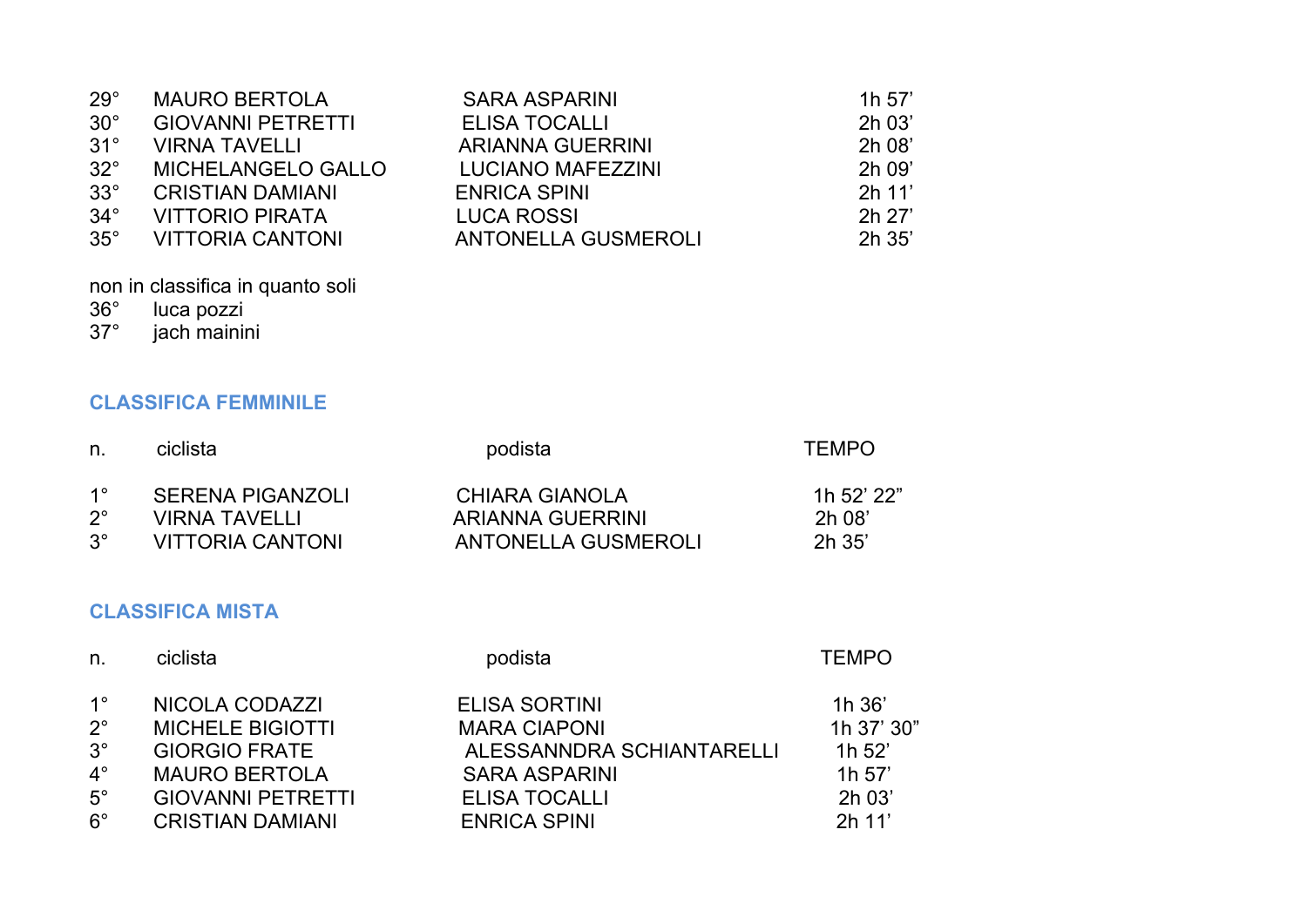| | | | |
|---|---|---|---|
| 29° | MAURO BERTOLA | SARA ASPARINI | 1h 57' |
| 30° | GIOVANNI PETRETTI | ELISA TOCALLI | 2h 03' |
| 31° | VIRNA TAVELLI | ARIANNA GUERRINI | 2h 08' |
| 32° | MICHELANGELO GALLO | LUCIANO MAFEZZINI | 2h 09' |
| 33° | CRISTIAN DAMIANI | ENRICA SPINI | 2h 11' |
| 34° | VITTORIO PIRATA | LUCA ROSSI | 2h 27' |
| 35° | VITTORIA CANTONI | ANTONELLA GUSMEROLI | 2h 35' |

non in classifica in quanto soli

36° luca pozzi

37° jach mainini

## CLASSIFICA FEMMINILE

| n. | ciclista | podista | TEMPO |
|---|---|---|---|
| 1° | SERENA PIGANZOLI | CHIARA GIANOLA | 1h 52' 22" |
| 2° | VIRNA TAVELLI | ARIANNA GUERRINI | 2h 08' |
| 3° | VITTORIA CANTONI | ANTONELLA GUSMEROLI | 2h 35' |

## CLASSIFICA MISTA

| n. | ciclista | podista | TEMPO |
|---|---|---|---|
| 1° | NICOLA CODAZZI | ELISA SORTINI | 1h 36' |
| 2° | MICHELE BIGIOTTI | MARA CIAPONI | 1h 37' 30" |
| 3° | GIORGIO FRATE | ALESSANNDRA SCHIANTARELLI | 1h 52' |
| 4° | MAURO BERTOLA | SARA ASPARINI | 1h 57' |
| 5° | GIOVANNI PETRETTI | ELISA TOCALLI | 2h 03' |
| 6° | CRISTIAN DAMIANI | ENRICA SPINI | 2h 11' |